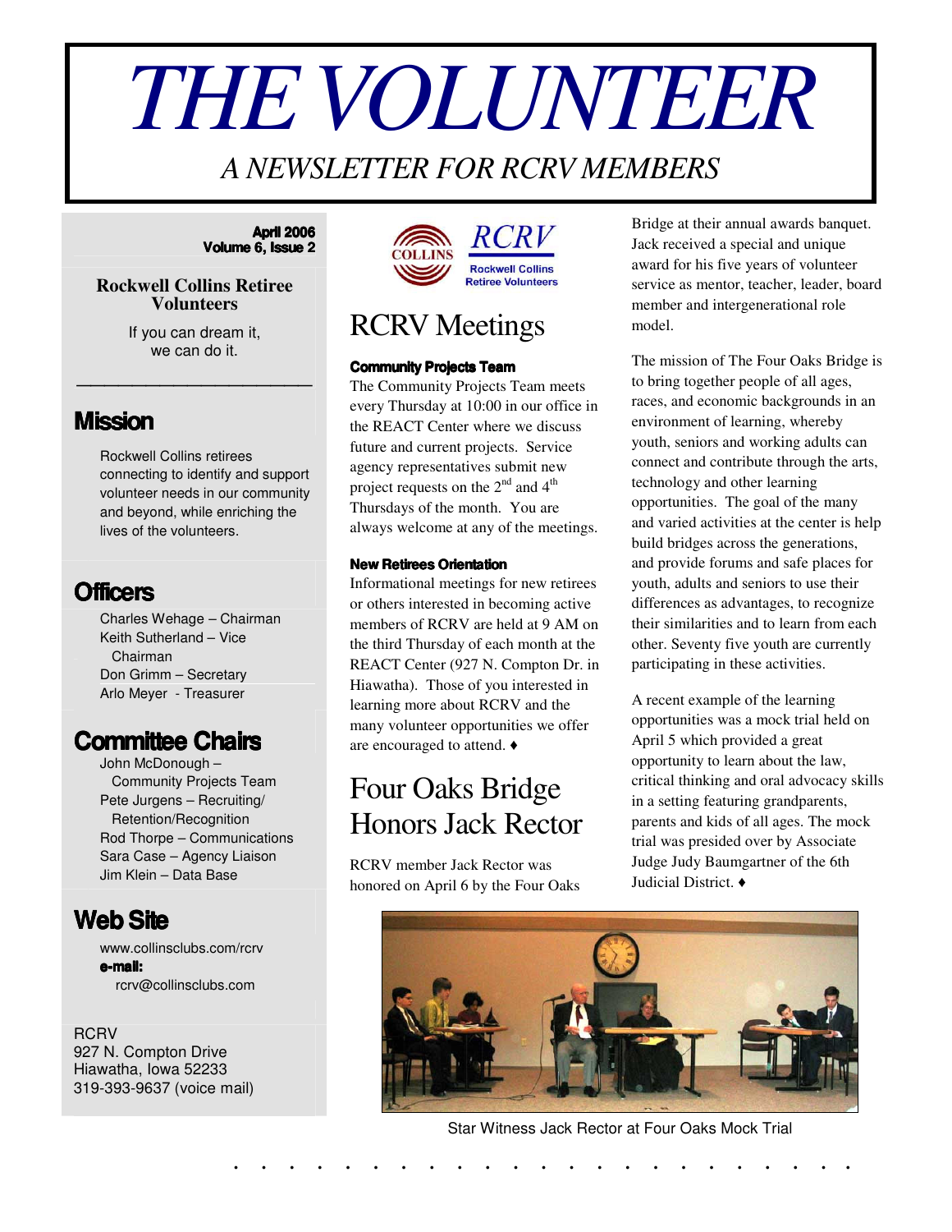# THE VOLUNTEER

*A NEWSLETTER FOR RCRV MEMBERS*

**April 2006**
**Volume 6, Issue 2**

**Rockwell Collins Retiree Volunteers**

If you can dream it, we can do it.

## Mission

Rockwell Collins retirees connecting to identify and support volunteer needs in our community and beyond, while enriching the lives of the volunteers.

## Officers

Charles Wehage – Chairman
Keith Sutherland – Vice Chairman
Don Grimm – Secretary
Arlo Meyer - Treasurer

## Committee Chairs

John McDonough – Community Projects Team
Pete Jurgens – Recruiting/ Retention/Recognition
Rod Thorpe – Communications
Sara Case – Agency Liaison
Jim Klein – Data Base

## Web Site

www.collinsclubs.com/rcrv
**e-mail:**
rcrv@collinsclubs.com

RCRV
927 N. Compton Drive
Hiawatha, Iowa 52233
319-393-9637 (voice mail)

COLLINS RCRV Rockwell Collins Retiree Volunteers

# RCRV Meetings

**Community Projects Team**

The Community Projects Team meets every Thursday at 10:00 in our office in the REACT Center where we discuss future and current projects. Service agency representatives submit new project requests on the 2nd and 4th Thursdays of the month. You are always welcome at any of the meetings.

**New Retirees Orientation**

Informational meetings for new retirees or others interested in becoming active members of RCRV are held at 9 AM on the third Thursday of each month at the REACT Center (927 N. Compton Dr. in Hiawatha). Those of you interested in learning more about RCRV and the many volunteer opportunities we offer are encouraged to attend. ♦

# Four Oaks Bridge Honors Jack Rector

RCRV member Jack Rector was honored on April 6 by the Four Oaks Bridge at their annual awards banquet. Jack received a special and unique award for his five years of volunteer service as mentor, teacher, leader, board member and intergenerational role model.

The mission of The Four Oaks Bridge is to bring together people of all ages, races, and economic backgrounds in an environment of learning, whereby youth, seniors and working adults can connect and contribute through the arts, technology and other learning opportunities. The goal of the many and varied activities at the center is help build bridges across the generations, and provide forums and safe places for youth, adults and seniors to use their differences as advantages, to recognize their similarities and to learn from each other. Seventy five youth are currently participating in these activities.

A recent example of the learning opportunities was a mock trial held on April 5 which provided a great opportunity to learn about the law, critical thinking and oral advocacy skills in a setting featuring grandparents, parents and kids of all ages. The mock trial was presided over by Associate Judge Judy Baumgartner of the 6th Judicial District. ♦

Star Witness Jack Rector at Four Oaks Mock Trial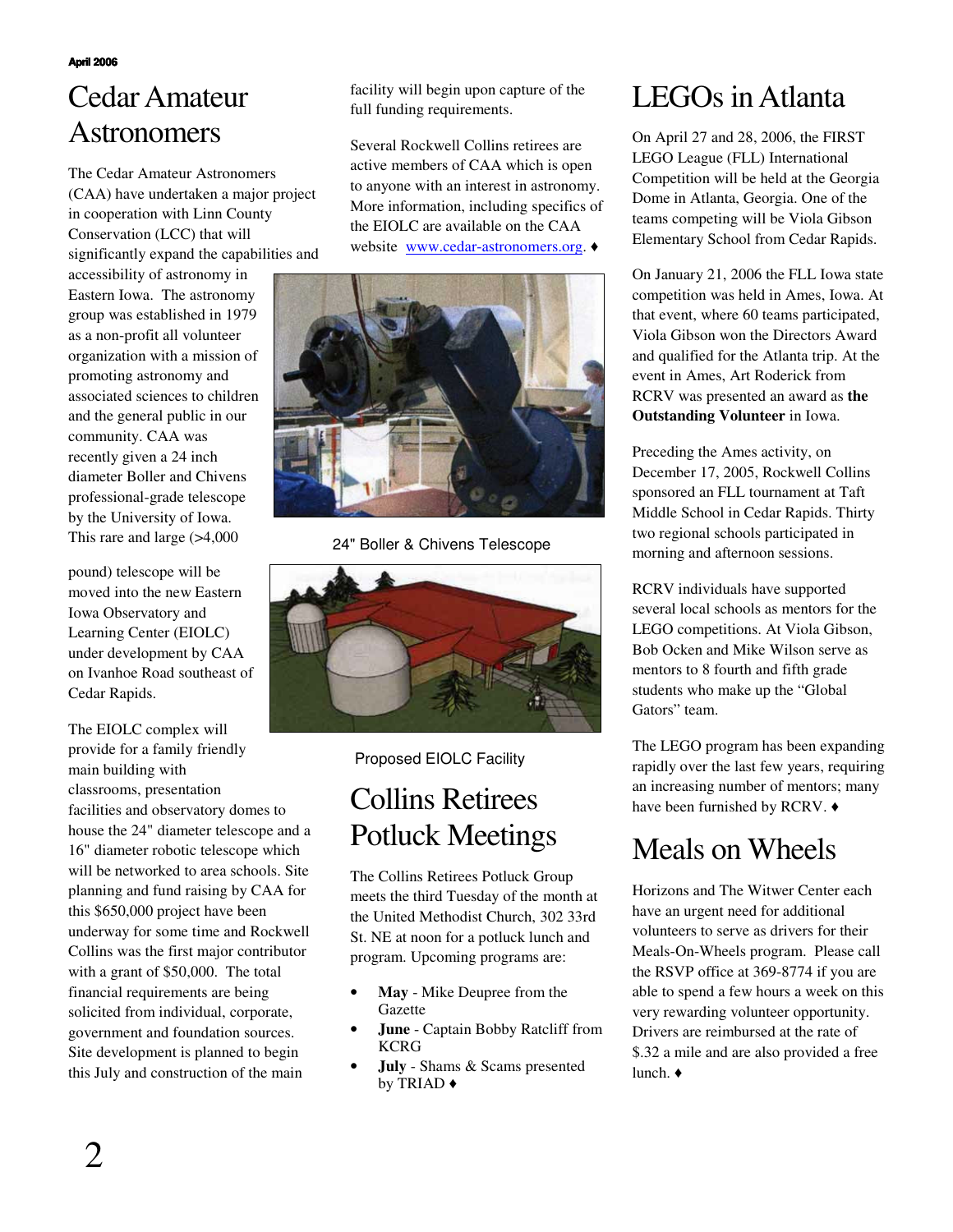# Cedar Amateur Astronomers

The Cedar Amateur Astronomers (CAA) have undertaken a major project in cooperation with Linn County Conservation (LCC) that will significantly expand the capabilities and accessibility of astronomy in Eastern Iowa. The astronomy group was established in 1979 as a non-profit all volunteer organization with a mission of promoting astronomy and associated sciences to children and the general public in our community. CAA was recently given a 24 inch diameter Boller and Chivens professional-grade telescope by the University of Iowa. This rare and large (>4,000 pound) telescope will be moved into the new Eastern Iowa Observatory and Learning Center (EIOLC) under development by CAA on Ivanhoe Road southeast of Cedar Rapids.

The EIOLC complex will provide for a family friendly main building with classrooms, presentation facilities and observatory domes to house the 24" diameter telescope and a 16" diameter robotic telescope which will be networked to area schools. Site planning and fund raising by CAA for this $650,000 project have been underway for some time and Rockwell Collins was the first major contributor with a grant of $50,000. The total financial requirements are being solicited from individual, corporate, government and foundation sources. Site development is planned to begin this July and construction of the main facility will begin upon capture of the full funding requirements.

Several Rockwell Collins retirees are active members of CAA which is open to anyone with an interest in astronomy. More information, including specifics of the EIOLC are available on the CAA website www.cedar-astronomers.org. ♦

24" Boller & Chivens Telescope

Proposed EIOLC Facility

# Collins Retirees Potluck Meetings

The Collins Retirees Potluck Group meets the third Tuesday of the month at the United Methodist Church, 302 33rd St. NE at noon for a potluck lunch and program. Upcoming programs are:

- **May** - Mike Deupree from the Gazette
- **June** - Captain Bobby Ratcliff from KCRG
- **July** - Shams & Scams presented by TRIAD ♦

# LEGOs in Atlanta

On April 27 and 28, 2006, the FIRST LEGO League (FLL) International Competition will be held at the Georgia Dome in Atlanta, Georgia. One of the teams competing will be Viola Gibson Elementary School from Cedar Rapids.

On January 21, 2006 the FLL Iowa state competition was held in Ames, Iowa. At that event, where 60 teams participated, Viola Gibson won the Directors Award and qualified for the Atlanta trip. At the event in Ames, Art Roderick from RCRV was presented an award as **the Outstanding Volunteer** in Iowa.

Preceding the Ames activity, on December 17, 2005, Rockwell Collins sponsored an FLL tournament at Taft Middle School in Cedar Rapids. Thirty two regional schools participated in morning and afternoon sessions.

RCRV individuals have supported several local schools as mentors for the LEGO competitions. At Viola Gibson, Bob Ocken and Mike Wilson serve as mentors to 8 fourth and fifth grade students who make up the "Global Gators" team.

The LEGO program has been expanding rapidly over the last few years, requiring an increasing number of mentors; many have been furnished by RCRV. ♦

# Meals on Wheels

Horizons and The Witwer Center each have an urgent need for additional volunteers to serve as drivers for their Meals-On-Wheels program. Please call the RSVP office at 369-8774 if you are able to spend a few hours a week on this very rewarding volunteer opportunity. Drivers are reimbursed at the rate of $.32 a mile and are also provided a free lunch. ♦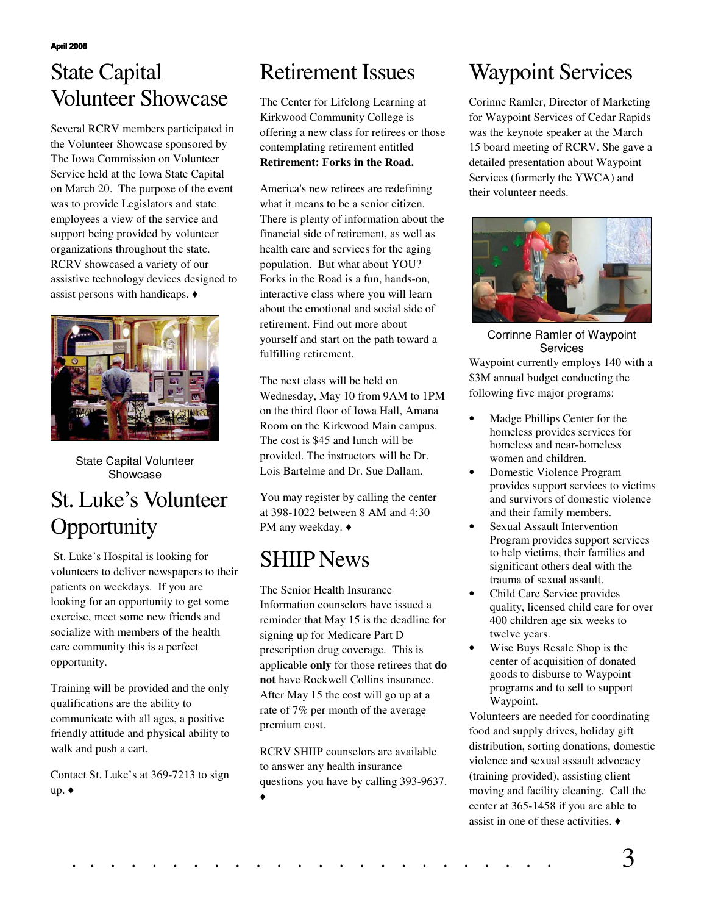# State Capital Volunteer Showcase

Several RCRV members participated in the Volunteer Showcase sponsored by The Iowa Commission on Volunteer Service held at the Iowa State Capital on March 20. The purpose of the event was to provide Legislators and state employees a view of the service and support being provided by volunteer organizations throughout the state. RCRV showcased a variety of our assistive technology devices designed to assist persons with handicaps. ♦

State Capital Volunteer Showcase

# St. Luke's Volunteer Opportunity

St. Luke's Hospital is looking for volunteers to deliver newspapers to their patients on weekdays. If you are looking for an opportunity to get some exercise, meet some new friends and socialize with members of the health care community this is a perfect opportunity.

Training will be provided and the only qualifications are the ability to communicate with all ages, a positive friendly attitude and physical ability to walk and push a cart.

Contact St. Luke's at 369-7213 to sign up. ♦

# Retirement Issues

The Center for Lifelong Learning at Kirkwood Community College is offering a new class for retirees or those contemplating retirement entitled **Retirement: Forks in the Road.**

America's new retirees are redefining what it means to be a senior citizen. There is plenty of information about the financial side of retirement, as well as health care and services for the aging population. But what about YOU? Forks in the Road is a fun, hands-on, interactive class where you will learn about the emotional and social side of retirement. Find out more about yourself and start on the path toward a fulfilling retirement.

The next class will be held on Wednesday, May 10 from 9AM to 1PM on the third floor of Iowa Hall, Amana Room on the Kirkwood Main campus. The cost is $45 and lunch will be provided. The instructors will be Dr. Lois Bartelme and Dr. Sue Dallam.

You may register by calling the center at 398-1022 between 8 AM and 4:30 PM any weekday. ♦

# SHIIP News

The Senior Health Insurance Information counselors have issued a reminder that May 15 is the deadline for signing up for Medicare Part D prescription drug coverage. This is applicable **only** for those retirees that **do not** have Rockwell Collins insurance. After May 15 the cost will go up at a rate of 7% per month of the average premium cost.

RCRV SHIIP counselors are available to answer any health insurance questions you have by calling 393-9637. ♦

# Waypoint Services

Corinne Ramler, Director of Marketing for Waypoint Services of Cedar Rapids was the keynote speaker at the March 15 board meeting of RCRV. She gave a detailed presentation about Waypoint Services (formerly the YWCA) and their volunteer needs.

Corrinne Ramler of Waypoint Services

Waypoint currently employs 140 with a $3M annual budget conducting the following five major programs:

- Madge Phillips Center for the homeless provides services for homeless and near-homeless women and children.
- Domestic Violence Program provides support services to victims and survivors of domestic violence and their family members.
- Sexual Assault Intervention Program provides support services to help victims, their families and significant others deal with the trauma of sexual assault.
- Child Care Service provides quality, licensed child care for over 400 children age six weeks to twelve years.
- Wise Buys Resale Shop is the center of acquisition of donated goods to disburse to Waypoint programs and to sell to support Waypoint.

Volunteers are needed for coordinating food and supply drives, holiday gift distribution, sorting donations, domestic violence and sexual assault advocacy (training provided), assisting client moving and facility cleaning. Call the center at 365-1458 if you are able to assist in one of these activities. ♦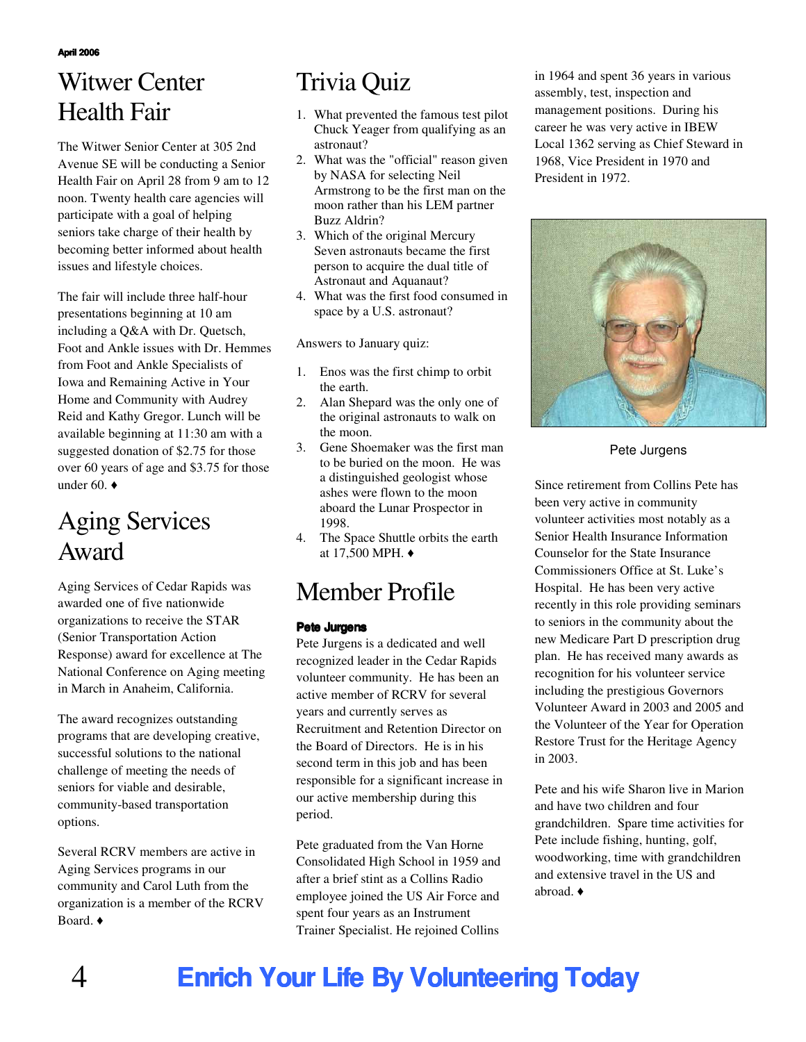# Witwer Center Health Fair

The Witwer Senior Center at 305 2nd Avenue SE will be conducting a Senior Health Fair on April 28 from 9 am to 12 noon. Twenty health care agencies will participate with a goal of helping seniors take charge of their health by becoming better informed about health issues and lifestyle choices.

The fair will include three half-hour presentations beginning at 10 am including a Q&A with Dr. Quetsch, Foot and Ankle issues with Dr. Hemmes from Foot and Ankle Specialists of Iowa and Remaining Active in Your Home and Community with Audrey Reid and Kathy Gregor. Lunch will be available beginning at 11:30 am with a suggested donation of $2.75 for those over 60 years of age and $3.75 for those under 60. ♦

# Aging Services Award

Aging Services of Cedar Rapids was awarded one of five nationwide organizations to receive the STAR (Senior Transportation Action Response) award for excellence at The National Conference on Aging meeting in March in Anaheim, California.

The award recognizes outstanding programs that are developing creative, successful solutions to the national challenge of meeting the needs of seniors for viable and desirable, community-based transportation options.

Several RCRV members are active in Aging Services programs in our community and Carol Luth from the organization is a member of the RCRV Board. ♦

# Trivia Quiz

1. What prevented the famous test pilot Chuck Yeager from qualifying as an astronaut?
2. What was the "official" reason given by NASA for selecting Neil Armstrong to be the first man on the moon rather than his LEM partner Buzz Aldrin?
3. Which of the original Mercury Seven astronauts became the first person to acquire the dual title of Astronaut and Aquanaut?
4. What was the first food consumed in space by a U.S. astronaut?

Answers to January quiz:

1. Enos was the first chimp to orbit the earth.
2. Alan Shepard was the only one of the original astronauts to walk on the moon.
3. Gene Shoemaker was the first man to be buried on the moon. He was a distinguished geologist whose ashes were flown to the moon aboard the Lunar Prospector in 1998.
4. The Space Shuttle orbits the earth at 17,500 MPH. ♦

# Member Profile

**Pete Jurgens**

Pete Jurgens is a dedicated and well recognized leader in the Cedar Rapids volunteer community. He has been an active member of RCRV for several years and currently serves as Recruitment and Retention Director on the Board of Directors. He is in his second term in this job and has been responsible for a significant increase in our active membership during this period.

Pete graduated from the Van Horne Consolidated High School in 1959 and after a brief stint as a Collins Radio employee joined the US Air Force and spent four years as an Instrument Trainer Specialist. He rejoined Collins in 1964 and spent 36 years in various assembly, test, inspection and management positions. During his career he was very active in IBEW Local 1362 serving as Chief Steward in 1968, Vice President in 1970 and President in 1972.

Pete Jurgens

Since retirement from Collins Pete has been very active in community volunteer activities most notably as a Senior Health Insurance Information Counselor for the State Insurance Commissioners Office at St. Luke's Hospital. He has been very active recently in this role providing seminars to seniors in the community about the new Medicare Part D prescription drug plan. He has received many awards as recognition for his volunteer service including the prestigious Governors Volunteer Award in 2003 and 2005 and the Volunteer of the Year for Operation Restore Trust for the Heritage Agency in 2003.

Pete and his wife Sharon live in Marion and have two children and four grandchildren. Spare time activities for Pete include fishing, hunting, golf, woodworking, time with grandchildren and extensive travel in the US and abroad. ♦

**Enrich Your Life By Volunteering Today**